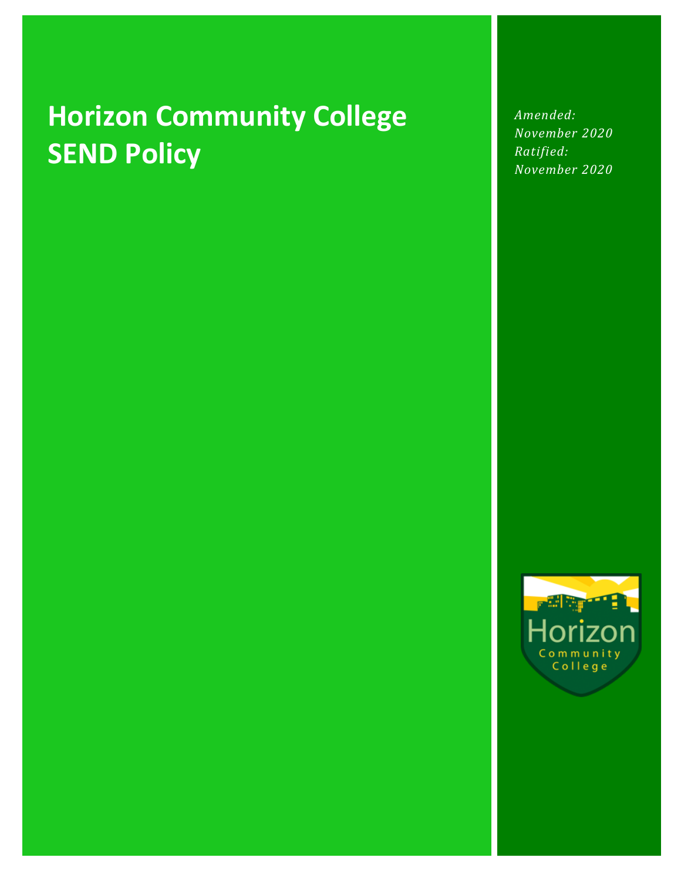# Horizon Community College
# SEND Policy

*Amended:*
*November 2020*
*Ratified:*
*November 2020*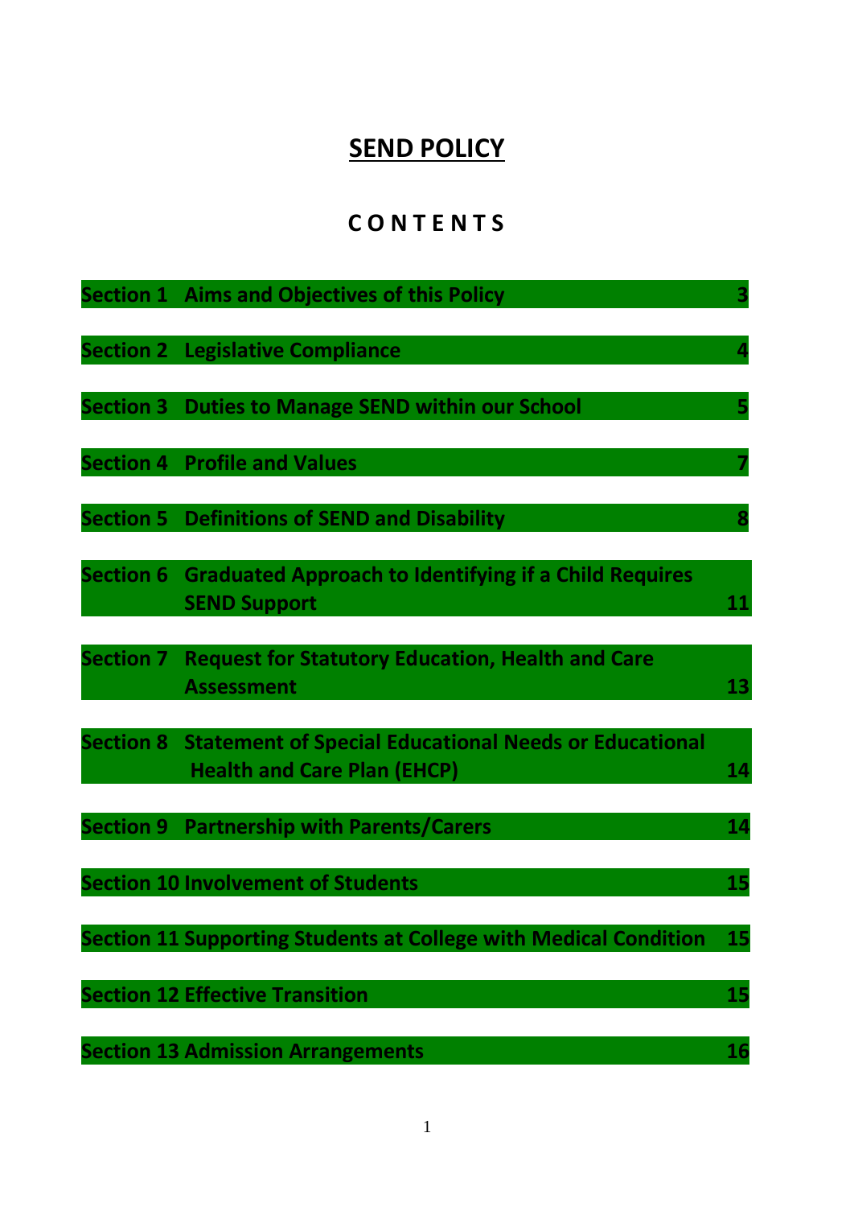# SEND POLICY

## CONTENTS

| | | |
|---|---|---|
| **Section 1** | **Aims and Objectives of this Policy** | **3** |
| **Section 2** | **Legislative Compliance** | **4** |
| **Section 3** | **Duties to Manage SEND within our School** | **5** |
| **Section 4** | **Profile and Values** | **7** |
| **Section 5** | **Definitions of SEND and Disability** | **8** |
| **Section 6** | **Graduated Approach to Identifying if a Child Requires SEND Support** | **11** |
| **Section 7** | **Request for Statutory Education, Health and Care Assessment** | **13** |
| **Section 8** | **Statement of Special Educational Needs or Educational Health and Care Plan (EHCP)** | **14** |
| **Section 9** | **Partnership with Parents/Carers** | **14** |
| **Section 10** | **Involvement of Students** | **15** |
| **Section 11** | **Supporting Students at College with Medical Condition** | **15** |
| **Section 12** | **Effective Transition** | **15** |
| **Section 13** | **Admission Arrangements** | **16** |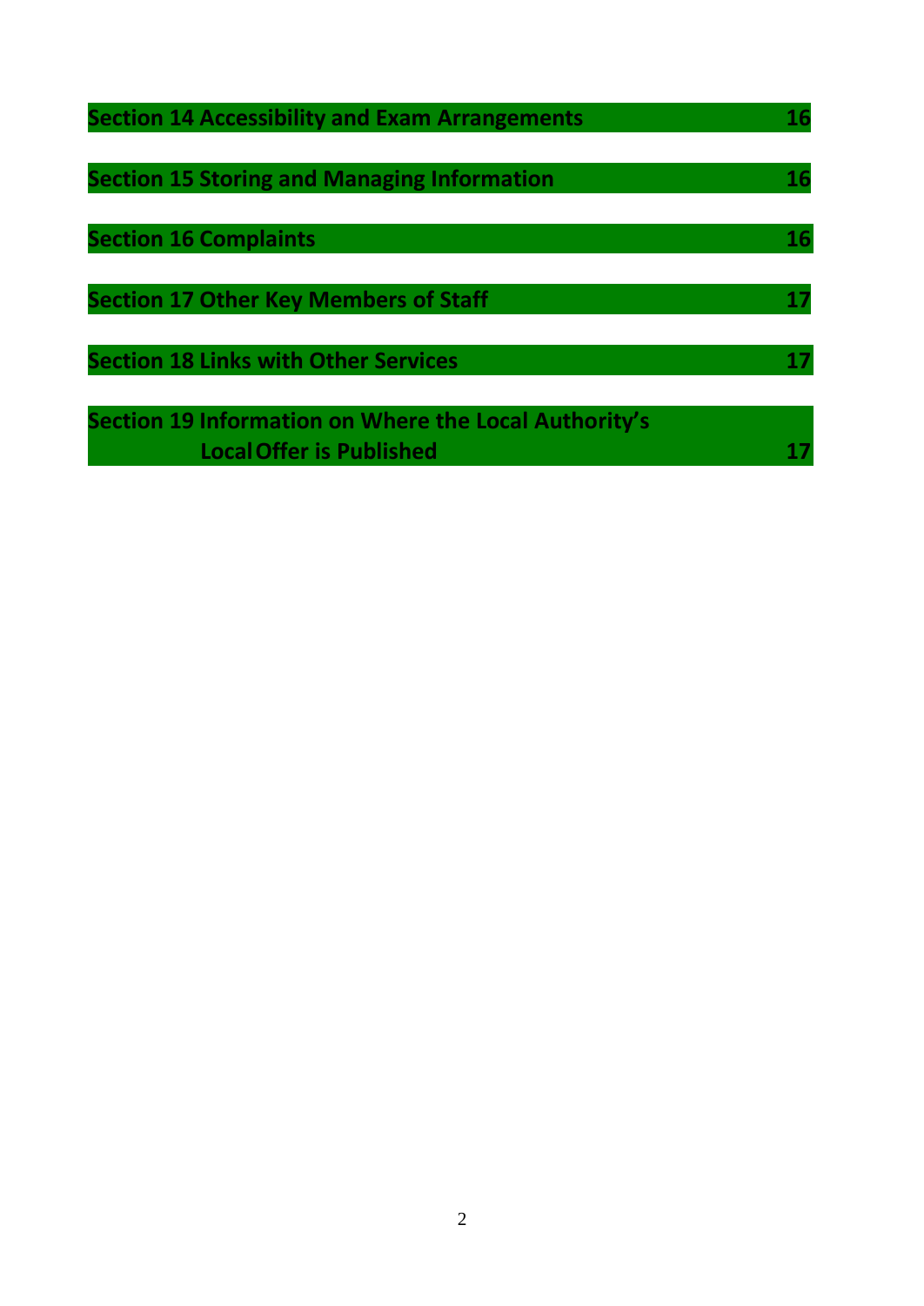| | |
|---|---|
| **Section 14 Accessibility and Exam Arrangements** | **16** |
| **Section 15 Storing and Managing Information** | **16** |
| **Section 16 Complaints** | **16** |
| **Section 17 Other Key Members of Staff** | **17** |
| **Section 18 Links with Other Services** | **17** |
| **Section 19 Information on Where the Local Authority's Local Offer is Published** | **17** |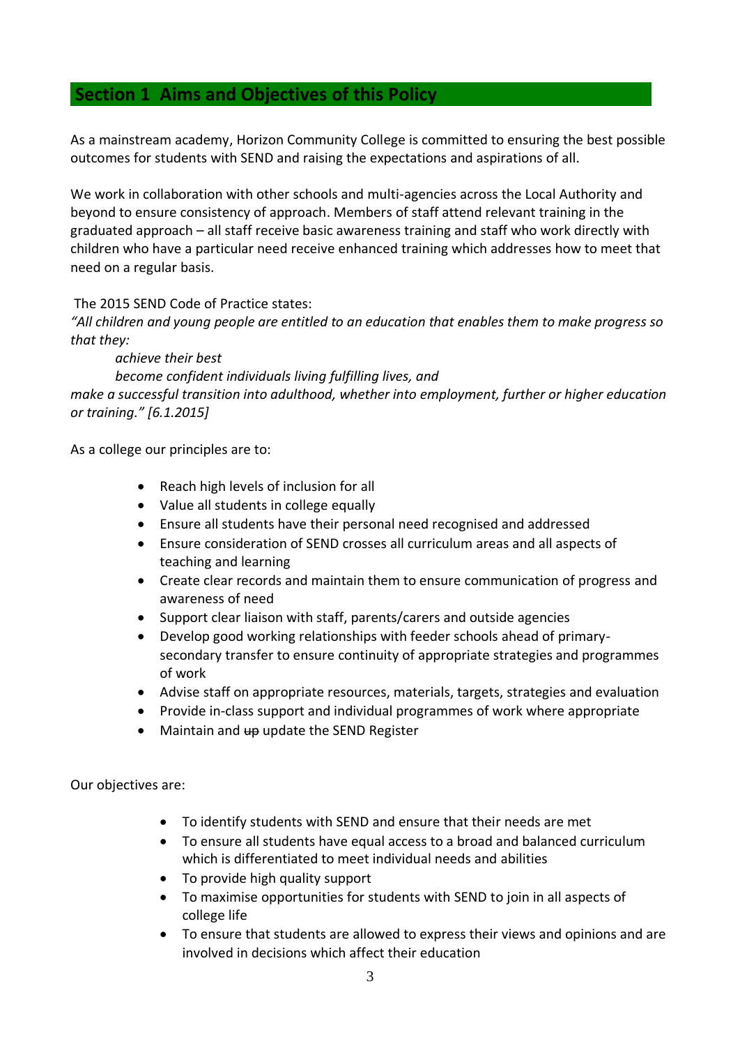## Section 1 Aims and Objectives of this Policy

As a mainstream academy, Horizon Community College is committed to ensuring the best possible outcomes for students with SEND and raising the expectations and aspirations of all.

We work in collaboration with other schools and multi-agencies across the Local Authority and beyond to ensure consistency of approach. Members of staff attend relevant training in the graduated approach – all staff receive basic awareness training and staff who work directly with children who have a particular need receive enhanced training which addresses how to meet that need on a regular basis.

The 2015 SEND Code of Practice states:

*"All children and young people are entitled to an education that enables them to make progress so that they:*

*achieve their best*

*become confident individuals living fulfilling lives, and*

*make a successful transition into adulthood, whether into employment, further or higher education or training." [6.1.2015]*

As a college our principles are to:

- Reach high levels of inclusion for all
- Value all students in college equally
- Ensure all students have their personal need recognised and addressed
- Ensure consideration of SEND crosses all curriculum areas and all aspects of teaching and learning
- Create clear records and maintain them to ensure communication of progress and awareness of need
- Support clear liaison with staff, parents/carers and outside agencies
- Develop good working relationships with feeder schools ahead of primary-secondary transfer to ensure continuity of appropriate strategies and programmes of work
- Advise staff on appropriate resources, materials, targets, strategies and evaluation
- Provide in-class support and individual programmes of work where appropriate
- Maintain and ~~up~~ update the SEND Register

Our objectives are:

- To identify students with SEND and ensure that their needs are met
- To ensure all students have equal access to a broad and balanced curriculum which is differentiated to meet individual needs and abilities
- To provide high quality support
- To maximise opportunities for students with SEND to join in all aspects of college life
- To ensure that students are allowed to express their views and opinions and are involved in decisions which affect their education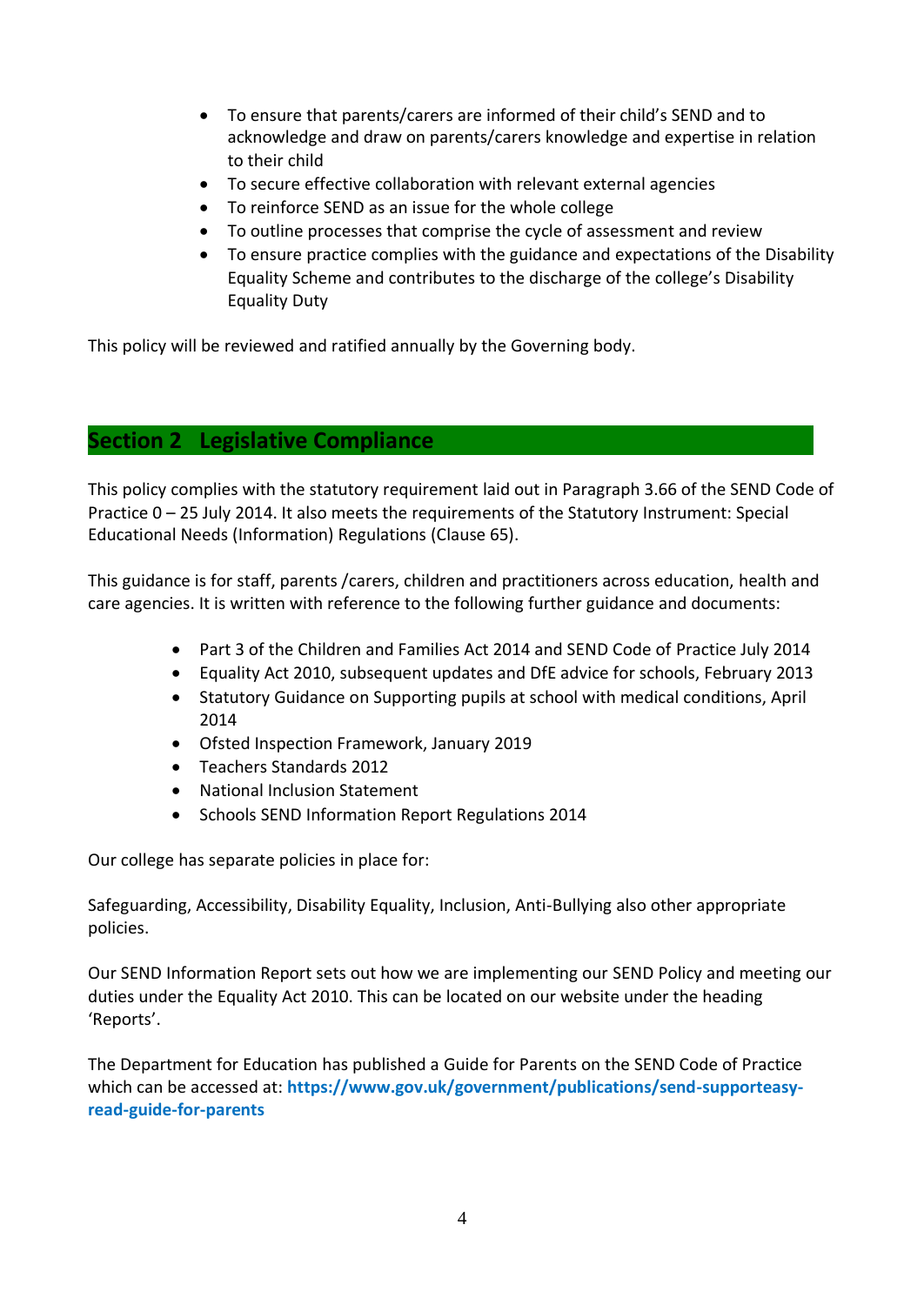- To ensure that parents/carers are informed of their child's SEND and to acknowledge and draw on parents/carers knowledge and expertise in relation to their child
- To secure effective collaboration with relevant external agencies
- To reinforce SEND as an issue for the whole college
- To outline processes that comprise the cycle of assessment and review
- To ensure practice complies with the guidance and expectations of the Disability Equality Scheme and contributes to the discharge of the college's Disability Equality Duty

This policy will be reviewed and ratified annually by the Governing body.

## Section 2 Legislative Compliance

This policy complies with the statutory requirement laid out in Paragraph 3.66 of the SEND Code of Practice 0 – 25 July 2014. It also meets the requirements of the Statutory Instrument: Special Educational Needs (Information) Regulations (Clause 65).

This guidance is for staff, parents /carers, children and practitioners across education, health and care agencies. It is written with reference to the following further guidance and documents:

- Part 3 of the Children and Families Act 2014 and SEND Code of Practice July 2014
- Equality Act 2010, subsequent updates and DfE advice for schools, February 2013
- Statutory Guidance on Supporting pupils at school with medical conditions, April 2014
- Ofsted Inspection Framework, January 2019
- Teachers Standards 2012
- National Inclusion Statement
- Schools SEND Information Report Regulations 2014

Our college has separate policies in place for:

Safeguarding, Accessibility, Disability Equality, Inclusion, Anti-Bullying also other appropriate policies.

Our SEND Information Report sets out how we are implementing our SEND Policy and meeting our duties under the Equality Act 2010. This can be located on our website under the heading 'Reports'.

The Department for Education has published a Guide for Parents on the SEND Code of Practice which can be accessed at: **https://www.gov.uk/government/publications/send-supporteasy-read-guide-for-parents**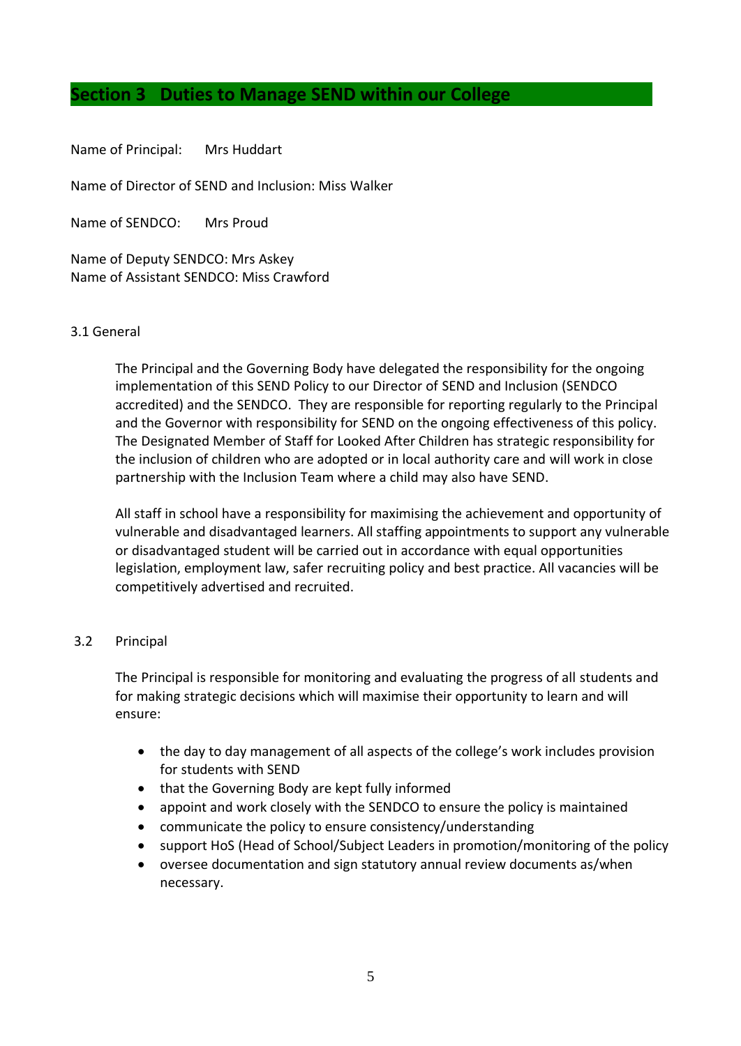## Section 3 Duties to Manage SEND within our College

Name of Principal: Mrs Huddart

Name of Director of SEND and Inclusion: Miss Walker

Name of SENDCO: Mrs Proud

Name of Deputy SENDCO: Mrs Askey
Name of Assistant SENDCO: Miss Crawford

### 3.1 General

The Principal and the Governing Body have delegated the responsibility for the ongoing implementation of this SEND Policy to our Director of SEND and Inclusion (SENDCO accredited) and the SENDCO. They are responsible for reporting regularly to the Principal and the Governor with responsibility for SEND on the ongoing effectiveness of this policy. The Designated Member of Staff for Looked After Children has strategic responsibility for the inclusion of children who are adopted or in local authority care and will work in close partnership with the Inclusion Team where a child may also have SEND.

All staff in school have a responsibility for maximising the achievement and opportunity of vulnerable and disadvantaged learners. All staffing appointments to support any vulnerable or disadvantaged student will be carried out in accordance with equal opportunities legislation, employment law, safer recruiting policy and best practice. All vacancies will be competitively advertised and recruited.

### 3.2 Principal

The Principal is responsible for monitoring and evaluating the progress of all students and for making strategic decisions which will maximise their opportunity to learn and will ensure:

- the day to day management of all aspects of the college's work includes provision for students with SEND
- that the Governing Body are kept fully informed
- appoint and work closely with the SENDCO to ensure the policy is maintained
- communicate the policy to ensure consistency/understanding
- support HoS (Head of School/Subject Leaders in promotion/monitoring of the policy
- oversee documentation and sign statutory annual review documents as/when necessary.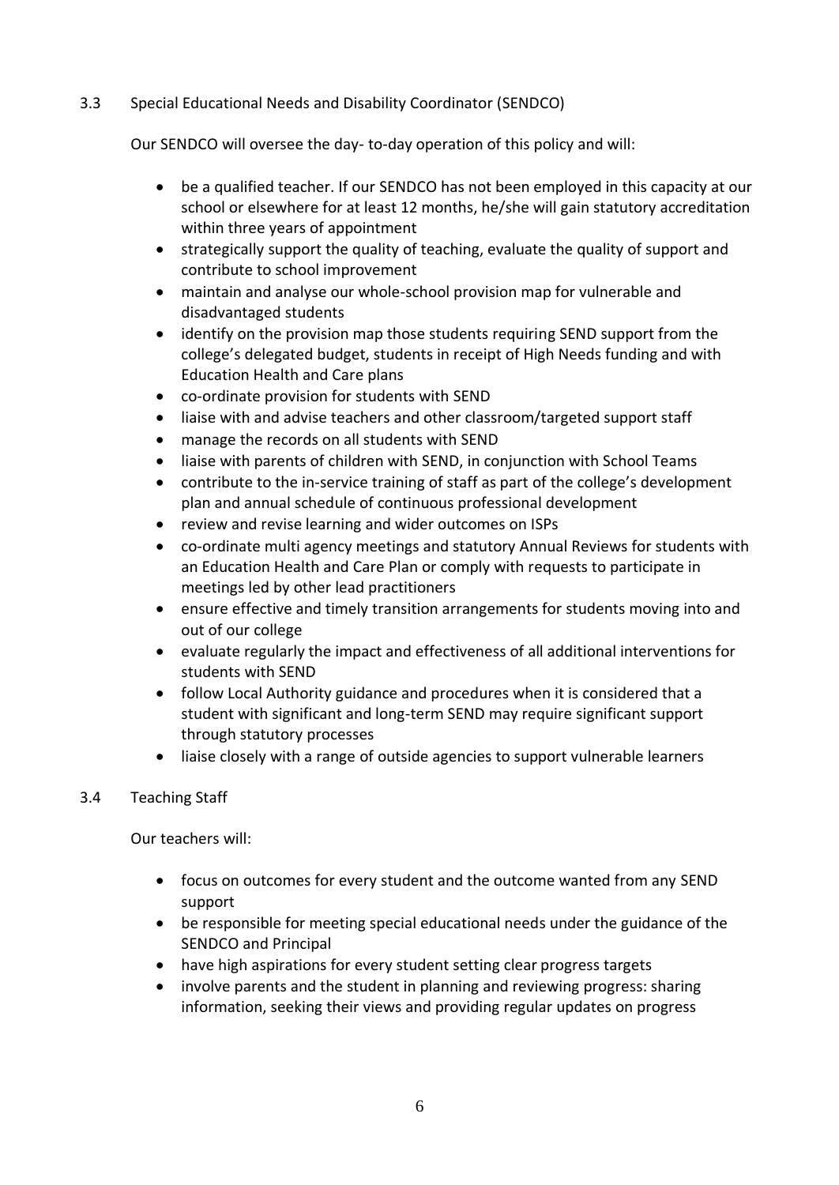### 3.3 Special Educational Needs and Disability Coordinator (SENDCO)

Our SENDCO will oversee the day- to-day operation of this policy and will:

- be a qualified teacher. If our SENDCO has not been employed in this capacity at our school or elsewhere for at least 12 months, he/she will gain statutory accreditation within three years of appointment
- strategically support the quality of teaching, evaluate the quality of support and contribute to school improvement
- maintain and analyse our whole-school provision map for vulnerable and disadvantaged students
- identify on the provision map those students requiring SEND support from the college's delegated budget, students in receipt of High Needs funding and with Education Health and Care plans
- co-ordinate provision for students with SEND
- liaise with and advise teachers and other classroom/targeted support staff
- manage the records on all students with SEND
- liaise with parents of children with SEND, in conjunction with School Teams
- contribute to the in-service training of staff as part of the college's development plan and annual schedule of continuous professional development
- review and revise learning and wider outcomes on ISPs
- co-ordinate multi agency meetings and statutory Annual Reviews for students with an Education Health and Care Plan or comply with requests to participate in meetings led by other lead practitioners
- ensure effective and timely transition arrangements for students moving into and out of our college
- evaluate regularly the impact and effectiveness of all additional interventions for students with SEND
- follow Local Authority guidance and procedures when it is considered that a student with significant and long-term SEND may require significant support through statutory processes
- liaise closely with a range of outside agencies to support vulnerable learners

### 3.4 Teaching Staff

Our teachers will:

- focus on outcomes for every student and the outcome wanted from any SEND support
- be responsible for meeting special educational needs under the guidance of the SENDCO and Principal
- have high aspirations for every student setting clear progress targets
- involve parents and the student in planning and reviewing progress: sharing information, seeking their views and providing regular updates on progress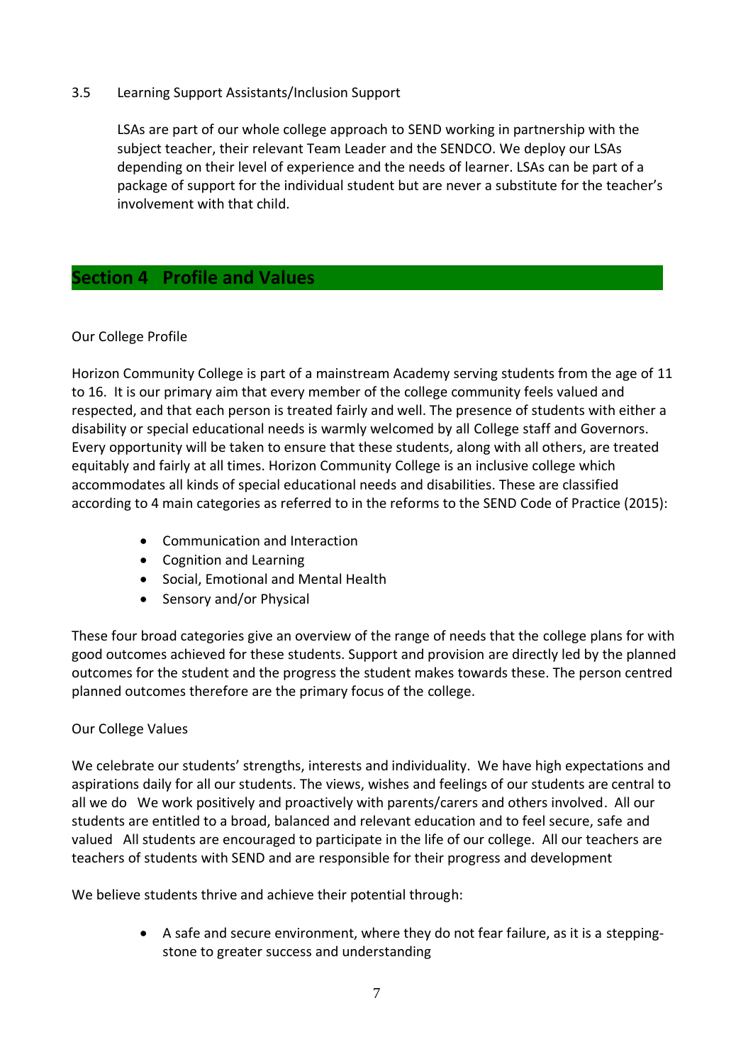### 3.5 Learning Support Assistants/Inclusion Support

LSAs are part of our whole college approach to SEND working in partnership with the subject teacher, their relevant Team Leader and the SENDCO. We deploy our LSAs depending on their level of experience and the needs of learner. LSAs can be part of a package of support for the individual student but are never a substitute for the teacher's involvement with that child.

## Section 4 Profile and Values

Our College Profile

Horizon Community College is part of a mainstream Academy serving students from the age of 11 to 16. It is our primary aim that every member of the college community feels valued and respected, and that each person is treated fairly and well. The presence of students with either a disability or special educational needs is warmly welcomed by all College staff and Governors. Every opportunity will be taken to ensure that these students, along with all others, are treated equitably and fairly at all times. Horizon Community College is an inclusive college which accommodates all kinds of special educational needs and disabilities. These are classified according to 4 main categories as referred to in the reforms to the SEND Code of Practice (2015):

- Communication and Interaction
- Cognition and Learning
- Social, Emotional and Mental Health
- Sensory and/or Physical

These four broad categories give an overview of the range of needs that the college plans for with good outcomes achieved for these students. Support and provision are directly led by the planned outcomes for the student and the progress the student makes towards these. The person centred planned outcomes therefore are the primary focus of the college.

Our College Values

We celebrate our students' strengths, interests and individuality. We have high expectations and aspirations daily for all our students. The views, wishes and feelings of our students are central to all we do We work positively and proactively with parents/carers and others involved. All our students are entitled to a broad, balanced and relevant education and to feel secure, safe and valued All students are encouraged to participate in the life of our college. All our teachers are teachers of students with SEND and are responsible for their progress and development

We believe students thrive and achieve their potential through:

- A safe and secure environment, where they do not fear failure, as it is a stepping-stone to greater success and understanding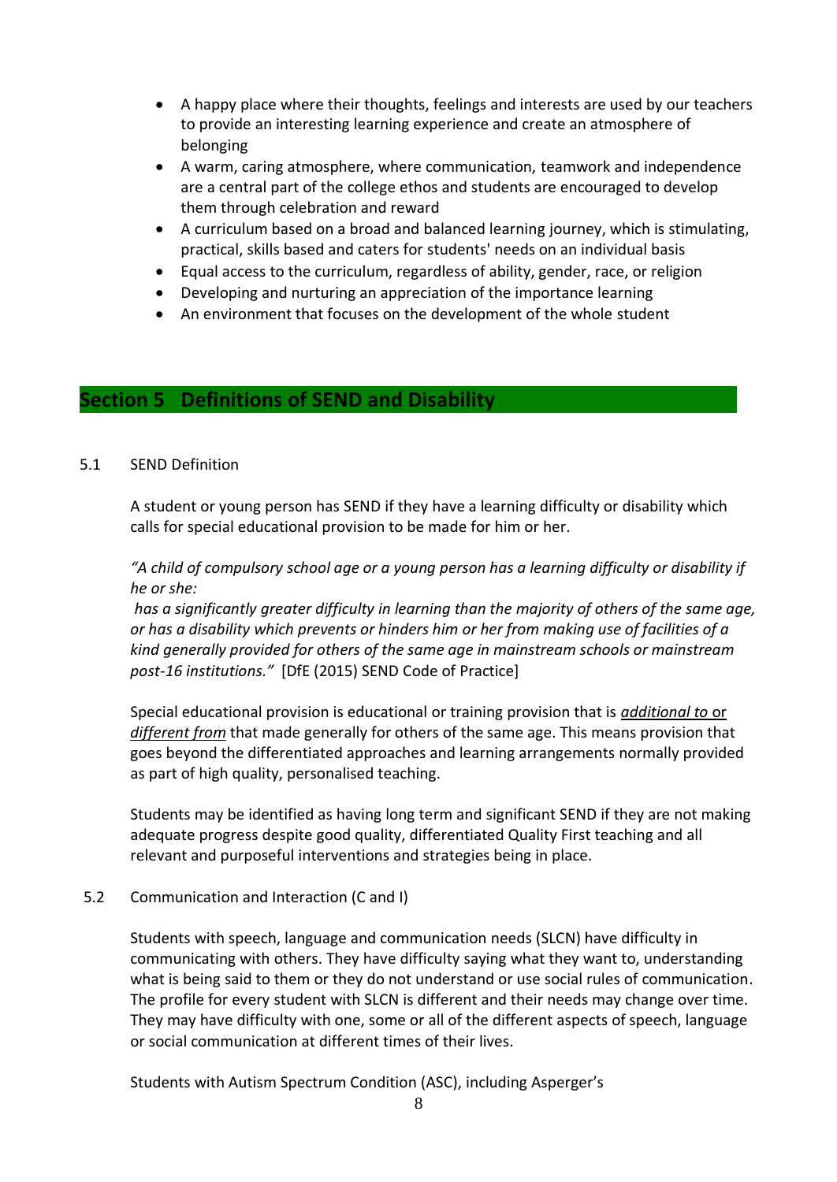- A happy place where their thoughts, feelings and interests are used by our teachers to provide an interesting learning experience and create an atmosphere of belonging
- A warm, caring atmosphere, where communication, teamwork and independence are a central part of the college ethos and students are encouraged to develop them through celebration and reward
- A curriculum based on a broad and balanced learning journey, which is stimulating, practical, skills based and caters for students' needs on an individual basis
- Equal access to the curriculum, regardless of ability, gender, race, or religion
- Developing and nurturing an appreciation of the importance learning
- An environment that focuses on the development of the whole student

## Section 5 Definitions of SEND and Disability

5.1 SEND Definition

A student or young person has SEND if they have a learning difficulty or disability which calls for special educational provision to be made for him or her.

*"A child of compulsory school age or a young person has a learning difficulty or disability if he or she:*

*has a significantly greater difficulty in learning than the majority of others of the same age, or has a disability which prevents or hinders him or her from making use of facilities of a kind generally provided for others of the same age in mainstream schools or mainstream post-16 institutions."* [DfE (2015) SEND Code of Practice]

Special educational provision is educational or training provision that is ***additional to*** or ***different from*** that made generally for others of the same age. This means provision that goes beyond the differentiated approaches and learning arrangements normally provided as part of high quality, personalised teaching.

Students may be identified as having long term and significant SEND if they are not making adequate progress despite good quality, differentiated Quality First teaching and all relevant and purposeful interventions and strategies being in place.

5.2 Communication and Interaction (C and I)

Students with speech, language and communication needs (SLCN) have difficulty in communicating with others. They have difficulty saying what they want to, understanding what is being said to them or they do not understand or use social rules of communication. The profile for every student with SLCN is different and their needs may change over time. They may have difficulty with one, some or all of the different aspects of speech, language or social communication at different times of their lives.

Students with Autism Spectrum Condition (ASC), including Asperger's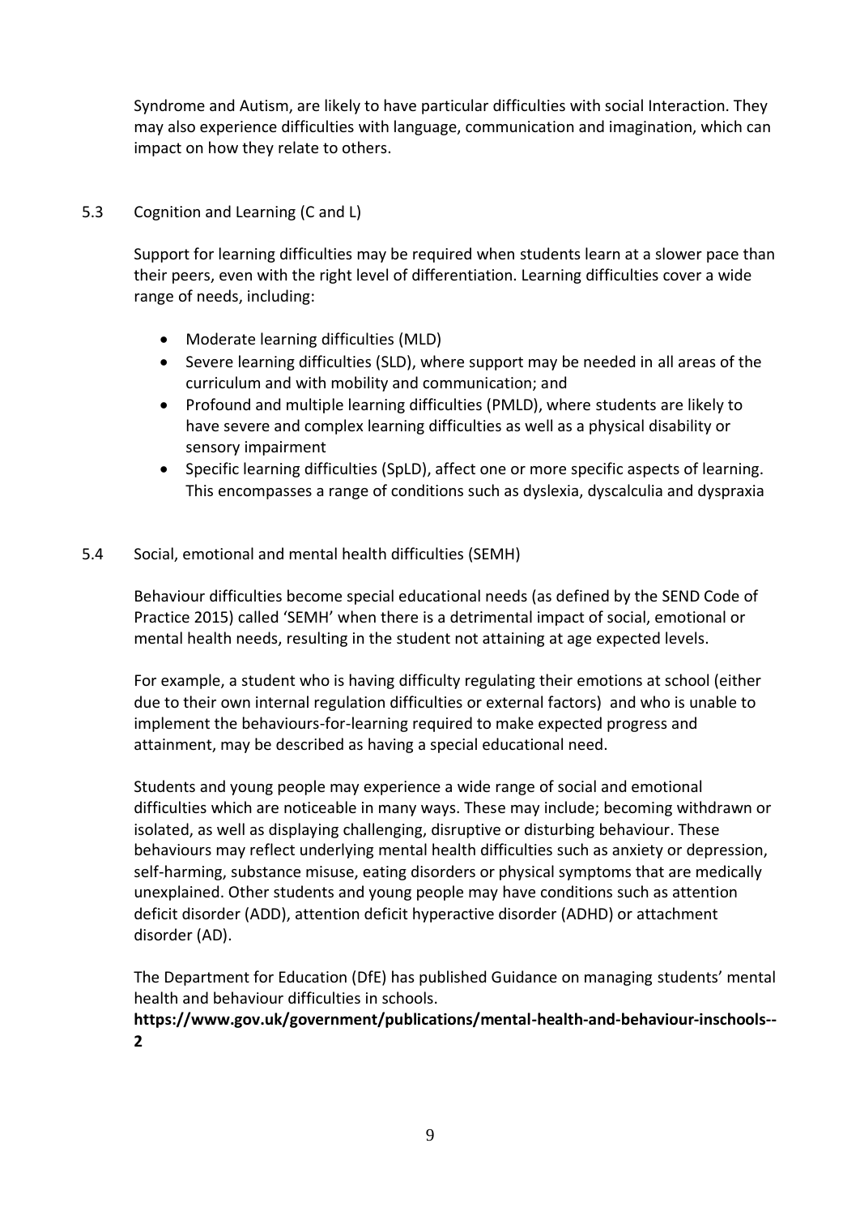Syndrome and Autism, are likely to have particular difficulties with social Interaction. They may also experience difficulties with language, communication and imagination, which can impact on how they relate to others.

### 5.3 Cognition and Learning (C and L)

Support for learning difficulties may be required when students learn at a slower pace than their peers, even with the right level of differentiation. Learning difficulties cover a wide range of needs, including:

- Moderate learning difficulties (MLD)
- Severe learning difficulties (SLD), where support may be needed in all areas of the curriculum and with mobility and communication; and
- Profound and multiple learning difficulties (PMLD), where students are likely to have severe and complex learning difficulties as well as a physical disability or sensory impairment
- Specific learning difficulties (SpLD), affect one or more specific aspects of learning. This encompasses a range of conditions such as dyslexia, dyscalculia and dyspraxia

### 5.4 Social, emotional and mental health difficulties (SEMH)

Behaviour difficulties become special educational needs (as defined by the SEND Code of Practice 2015) called 'SEMH' when there is a detrimental impact of social, emotional or mental health needs, resulting in the student not attaining at age expected levels.

For example, a student who is having difficulty regulating their emotions at school (either due to their own internal regulation difficulties or external factors) and who is unable to implement the behaviours-for-learning required to make expected progress and attainment, may be described as having a special educational need.

Students and young people may experience a wide range of social and emotional difficulties which are noticeable in many ways. These may include; becoming withdrawn or isolated, as well as displaying challenging, disruptive or disturbing behaviour. These behaviours may reflect underlying mental health difficulties such as anxiety or depression, self-harming, substance misuse, eating disorders or physical symptoms that are medically unexplained. Other students and young people may have conditions such as attention deficit disorder (ADD), attention deficit hyperactive disorder (ADHD) or attachment disorder (AD).

The Department for Education (DfE) has published Guidance on managing students' mental health and behaviour difficulties in schools.
**https://www.gov.uk/government/publications/mental-health-and-behaviour-inschools--2**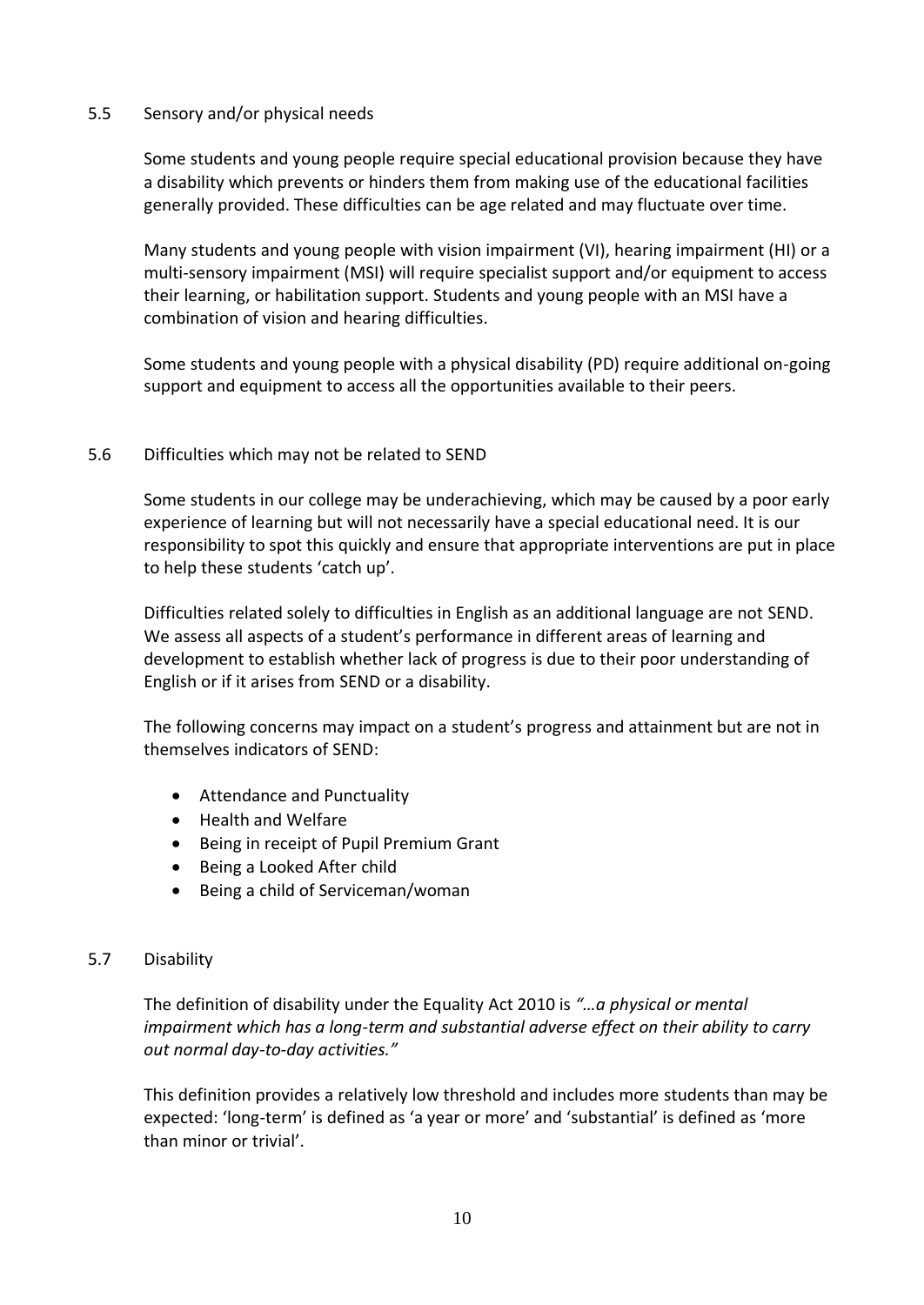### 5.5 Sensory and/or physical needs

Some students and young people require special educational provision because they have a disability which prevents or hinders them from making use of the educational facilities generally provided. These difficulties can be age related and may fluctuate over time.

Many students and young people with vision impairment (VI), hearing impairment (HI) or a multi-sensory impairment (MSI) will require specialist support and/or equipment to access their learning, or habilitation support. Students and young people with an MSI have a combination of vision and hearing difficulties.

Some students and young people with a physical disability (PD) require additional on-going support and equipment to access all the opportunities available to their peers.

### 5.6 Difficulties which may not be related to SEND

Some students in our college may be underachieving, which may be caused by a poor early experience of learning but will not necessarily have a special educational need. It is our responsibility to spot this quickly and ensure that appropriate interventions are put in place to help these students 'catch up'.

Difficulties related solely to difficulties in English as an additional language are not SEND. We assess all aspects of a student's performance in different areas of learning and development to establish whether lack of progress is due to their poor understanding of English or if it arises from SEND or a disability.

The following concerns may impact on a student's progress and attainment but are not in themselves indicators of SEND:

- Attendance and Punctuality
- Health and Welfare
- Being in receipt of Pupil Premium Grant
- Being a Looked After child
- Being a child of Serviceman/woman

### 5.7 Disability

The definition of disability under the Equality Act 2010 is *"…a physical or mental impairment which has a long-term and substantial adverse effect on their ability to carry out normal day-to-day activities."*

This definition provides a relatively low threshold and includes more students than may be expected: 'long-term' is defined as 'a year or more' and 'substantial' is defined as 'more than minor or trivial'.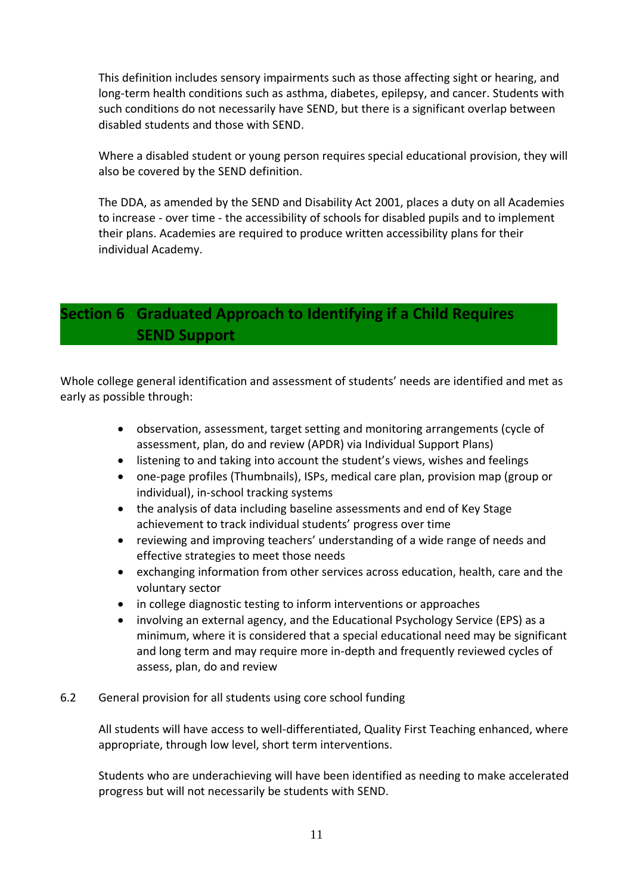This definition includes sensory impairments such as those affecting sight or hearing, and long-term health conditions such as asthma, diabetes, epilepsy, and cancer. Students with such conditions do not necessarily have SEND, but there is a significant overlap between disabled students and those with SEND.

Where a disabled student or young person requires special educational provision, they will also be covered by the SEND definition.

The DDA, as amended by the SEND and Disability Act 2001, places a duty on all Academies to increase - over time - the accessibility of schools for disabled pupils and to implement their plans. Academies are required to produce written accessibility plans for their individual Academy.

## Section 6 Graduated Approach to Identifying if a Child Requires SEND Support

Whole college general identification and assessment of students' needs are identified and met as early as possible through:

- observation, assessment, target setting and monitoring arrangements (cycle of assessment, plan, do and review (APDR) via Individual Support Plans)
- listening to and taking into account the student's views, wishes and feelings
- one-page profiles (Thumbnails), ISPs, medical care plan, provision map (group or individual), in-school tracking systems
- the analysis of data including baseline assessments and end of Key Stage achievement to track individual students' progress over time
- reviewing and improving teachers' understanding of a wide range of needs and effective strategies to meet those needs
- exchanging information from other services across education, health, care and the voluntary sector
- in college diagnostic testing to inform interventions or approaches
- involving an external agency, and the Educational Psychology Service (EPS) as a minimum, where it is considered that a special educational need may be significant and long term and may require more in-depth and frequently reviewed cycles of assess, plan, do and review

6.2 General provision for all students using core school funding

All students will have access to well-differentiated, Quality First Teaching enhanced, where appropriate, through low level, short term interventions.

Students who are underachieving will have been identified as needing to make accelerated progress but will not necessarily be students with SEND.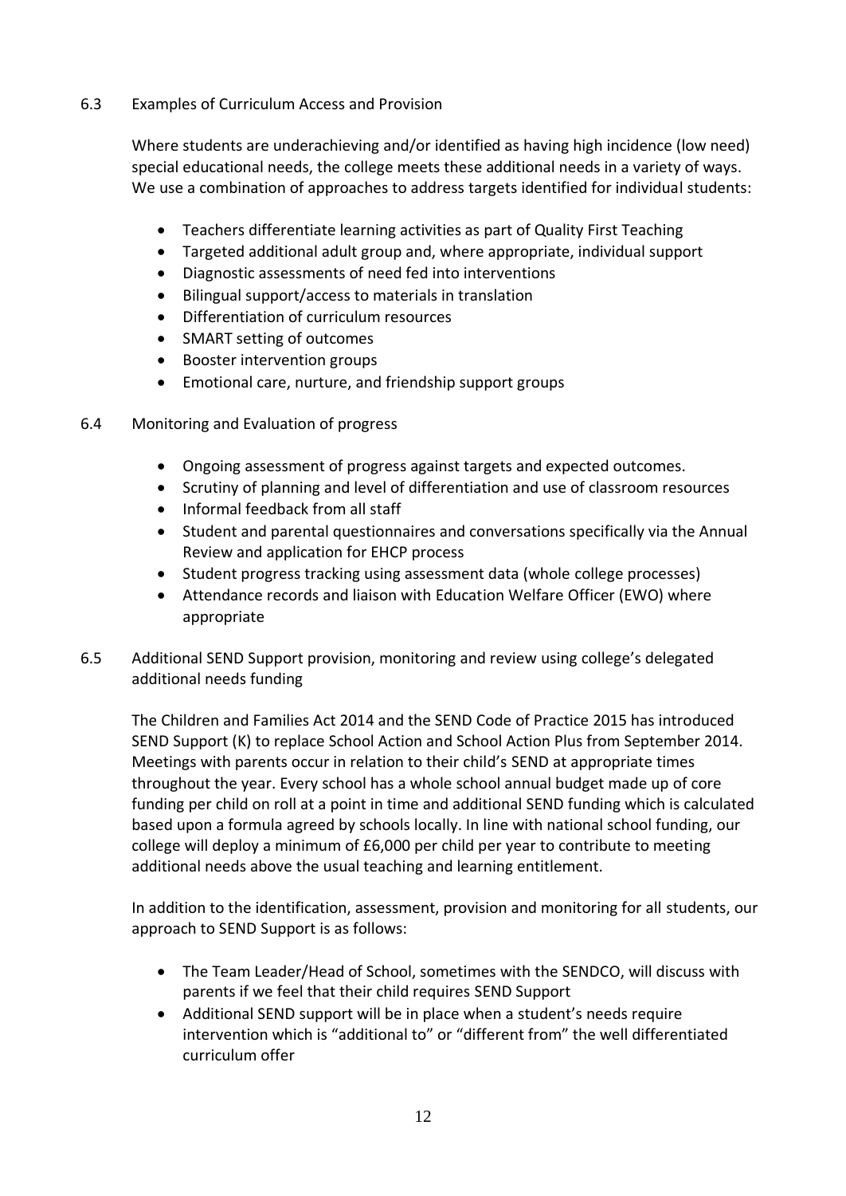### 6.3 Examples of Curriculum Access and Provision

Where students are underachieving and/or identified as having high incidence (low need) special educational needs, the college meets these additional needs in a variety of ways. We use a combination of approaches to address targets identified for individual students:

- Teachers differentiate learning activities as part of Quality First Teaching
- Targeted additional adult group and, where appropriate, individual support
- Diagnostic assessments of need fed into interventions
- Bilingual support/access to materials in translation
- Differentiation of curriculum resources
- SMART setting of outcomes
- Booster intervention groups
- Emotional care, nurture, and friendship support groups

### 6.4 Monitoring and Evaluation of progress

- Ongoing assessment of progress against targets and expected outcomes.
- Scrutiny of planning and level of differentiation and use of classroom resources
- Informal feedback from all staff
- Student and parental questionnaires and conversations specifically via the Annual Review and application for EHCP process
- Student progress tracking using assessment data (whole college processes)
- Attendance records and liaison with Education Welfare Officer (EWO) where appropriate

### 6.5 Additional SEND Support provision, monitoring and review using college's delegated additional needs funding

The Children and Families Act 2014 and the SEND Code of Practice 2015 has introduced SEND Support (K) to replace School Action and School Action Plus from September 2014. Meetings with parents occur in relation to their child's SEND at appropriate times throughout the year. Every school has a whole school annual budget made up of core funding per child on roll at a point in time and additional SEND funding which is calculated based upon a formula agreed by schools locally. In line with national school funding, our college will deploy a minimum of £6,000 per child per year to contribute to meeting additional needs above the usual teaching and learning entitlement.

In addition to the identification, assessment, provision and monitoring for all students, our approach to SEND Support is as follows:

- The Team Leader/Head of School, sometimes with the SENDCO, will discuss with parents if we feel that their child requires SEND Support
- Additional SEND support will be in place when a student's needs require intervention which is "additional to" or "different from" the well differentiated curriculum offer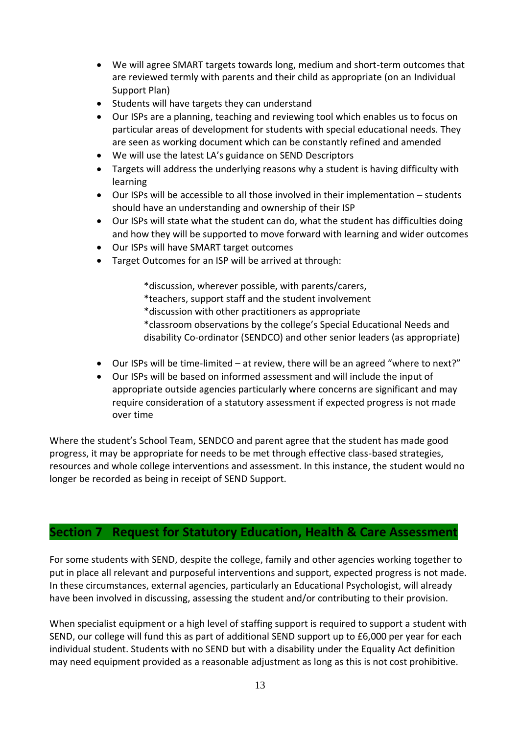- We will agree SMART targets towards long, medium and short-term outcomes that are reviewed termly with parents and their child as appropriate (on an Individual Support Plan)
- Students will have targets they can understand
- Our ISPs are a planning, teaching and reviewing tool which enables us to focus on particular areas of development for students with special educational needs. They are seen as working document which can be constantly refined and amended
- We will use the latest LA's guidance on SEND Descriptors
- Targets will address the underlying reasons why a student is having difficulty with learning
- Our ISPs will be accessible to all those involved in their implementation – students should have an understanding and ownership of their ISP
- Our ISPs will state what the student can do, what the student has difficulties doing and how they will be supported to move forward with learning and wider outcomes
- Our ISPs will have SMART target outcomes
- Target Outcomes for an ISP will be arrived at through:

    *discussion, wherever possible, with parents/carers,
    *teachers, support staff and the student involvement
    *discussion with other practitioners as appropriate
    *classroom observations by the college's Special Educational Needs and disability Co-ordinator (SENDCO) and other senior leaders (as appropriate)

- Our ISPs will be time-limited – at review, there will be an agreed "where to next?"
- Our ISPs will be based on informed assessment and will include the input of appropriate outside agencies particularly where concerns are significant and may require consideration of a statutory assessment if expected progress is not made over time

Where the student's School Team, SENDCO and parent agree that the student has made good progress, it may be appropriate for needs to be met through effective class-based strategies, resources and whole college interventions and assessment. In this instance, the student would no longer be recorded as being in receipt of SEND Support.

## Section 7 Request for Statutory Education, Health & Care Assessment

For some students with SEND, despite the college, family and other agencies working together to put in place all relevant and purposeful interventions and support, expected progress is not made. In these circumstances, external agencies, particularly an Educational Psychologist, will already have been involved in discussing, assessing the student and/or contributing to their provision.

When specialist equipment or a high level of staffing support is required to support a student with SEND, our college will fund this as part of additional SEND support up to £6,000 per year for each individual student. Students with no SEND but with a disability under the Equality Act definition may need equipment provided as a reasonable adjustment as long as this is not cost prohibitive.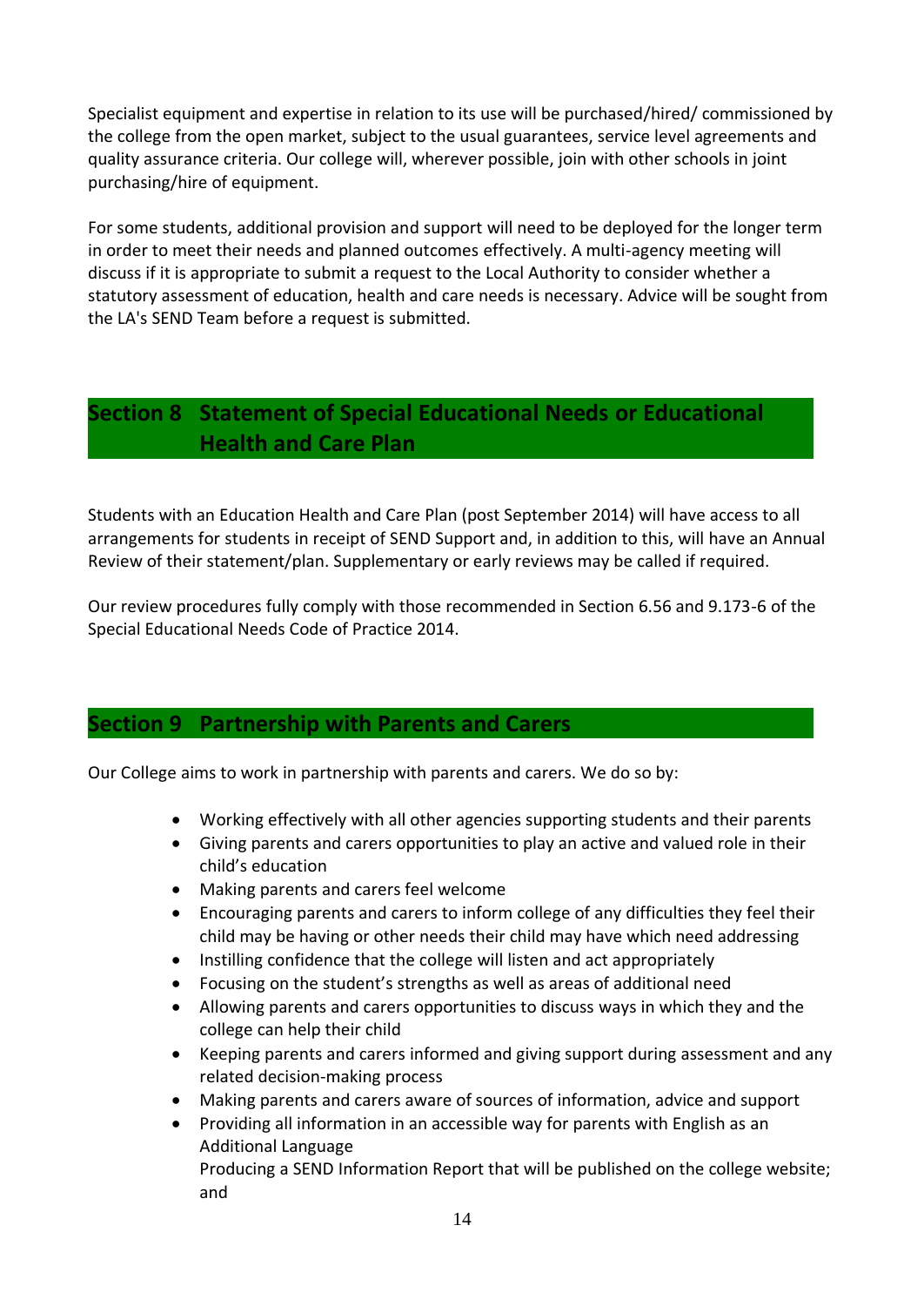Specialist equipment and expertise in relation to its use will be purchased/hired/ commissioned by the college from the open market, subject to the usual guarantees, service level agreements and quality assurance criteria. Our college will, wherever possible, join with other schools in joint purchasing/hire of equipment.

For some students, additional provision and support will need to be deployed for the longer term in order to meet their needs and planned outcomes effectively. A multi-agency meeting will discuss if it is appropriate to submit a request to the Local Authority to consider whether a statutory assessment of education, health and care needs is necessary. Advice will be sought from the LA's SEND Team before a request is submitted.

## Section 8 Statement of Special Educational Needs or Educational Health and Care Plan

Students with an Education Health and Care Plan (post September 2014) will have access to all arrangements for students in receipt of SEND Support and, in addition to this, will have an Annual Review of their statement/plan. Supplementary or early reviews may be called if required.

Our review procedures fully comply with those recommended in Section 6.56 and 9.173-6 of the Special Educational Needs Code of Practice 2014.

## Section 9 Partnership with Parents and Carers

Our College aims to work in partnership with parents and carers. We do so by:

- Working effectively with all other agencies supporting students and their parents
- Giving parents and carers opportunities to play an active and valued role in their child's education
- Making parents and carers feel welcome
- Encouraging parents and carers to inform college of any difficulties they feel their child may be having or other needs their child may have which need addressing
- Instilling confidence that the college will listen and act appropriately
- Focusing on the student's strengths as well as areas of additional need
- Allowing parents and carers opportunities to discuss ways in which they and the college can help their child
- Keeping parents and carers informed and giving support during assessment and any related decision-making process
- Making parents and carers aware of sources of information, advice and support
- Providing all information in an accessible way for parents with English as an Additional Language
  Producing a SEND Information Report that will be published on the college website; and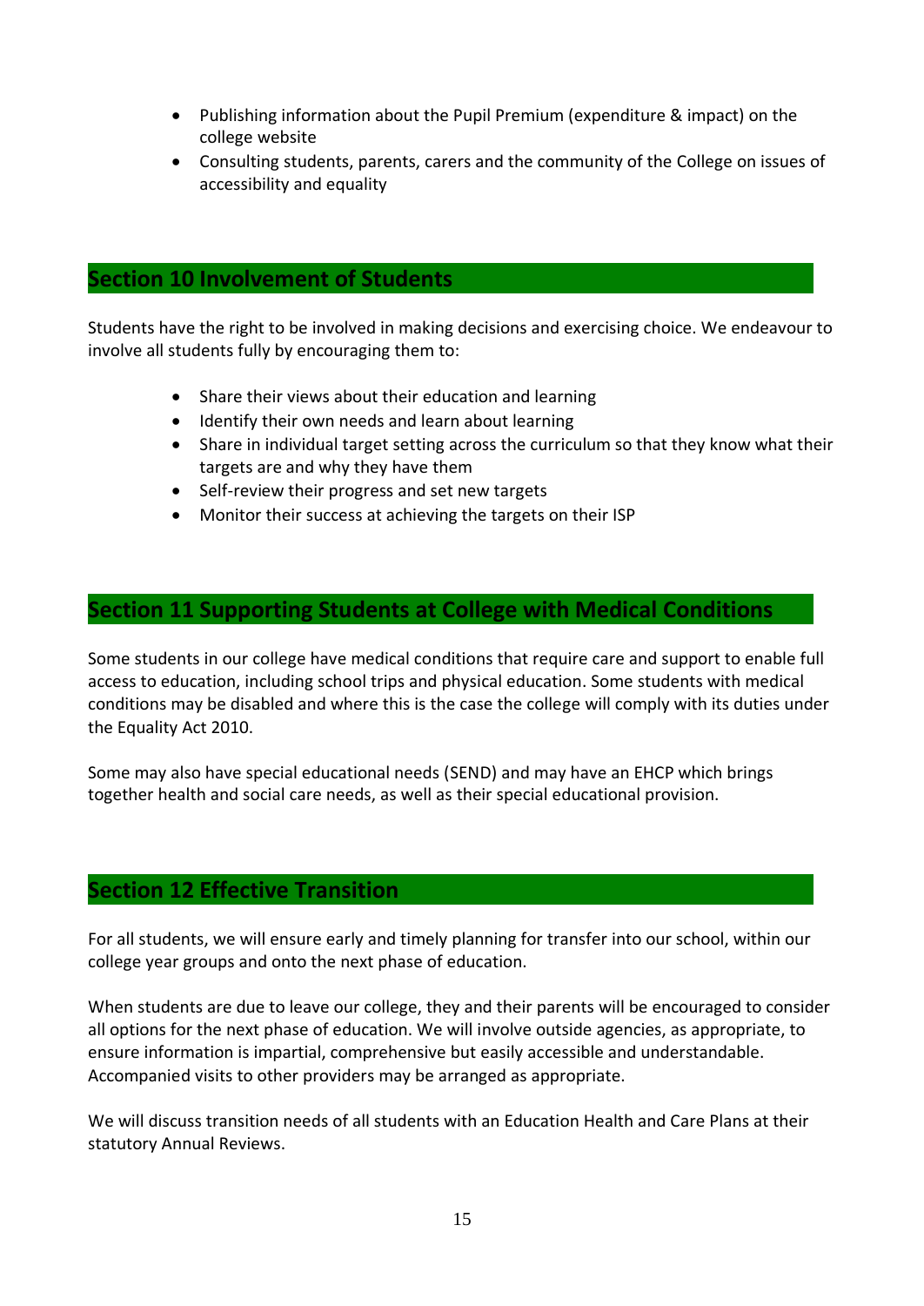- Publishing information about the Pupil Premium (expenditure & impact) on the college website
- Consulting students, parents, carers and the community of the College on issues of accessibility and equality

## Section 10 Involvement of Students

Students have the right to be involved in making decisions and exercising choice. We endeavour to involve all students fully by encouraging them to:

- Share their views about their education and learning
- Identify their own needs and learn about learning
- Share in individual target setting across the curriculum so that they know what their targets are and why they have them
- Self-review their progress and set new targets
- Monitor their success at achieving the targets on their ISP

## Section 11 Supporting Students at College with Medical Conditions

Some students in our college have medical conditions that require care and support to enable full access to education, including school trips and physical education. Some students with medical conditions may be disabled and where this is the case the college will comply with its duties under the Equality Act 2010.

Some may also have special educational needs (SEND) and may have an EHCP which brings together health and social care needs, as well as their special educational provision.

## Section 12 Effective Transition

For all students, we will ensure early and timely planning for transfer into our school, within our college year groups and onto the next phase of education.

When students are due to leave our college, they and their parents will be encouraged to consider all options for the next phase of education. We will involve outside agencies, as appropriate, to ensure information is impartial, comprehensive but easily accessible and understandable. Accompanied visits to other providers may be arranged as appropriate.

We will discuss transition needs of all students with an Education Health and Care Plans at their statutory Annual Reviews.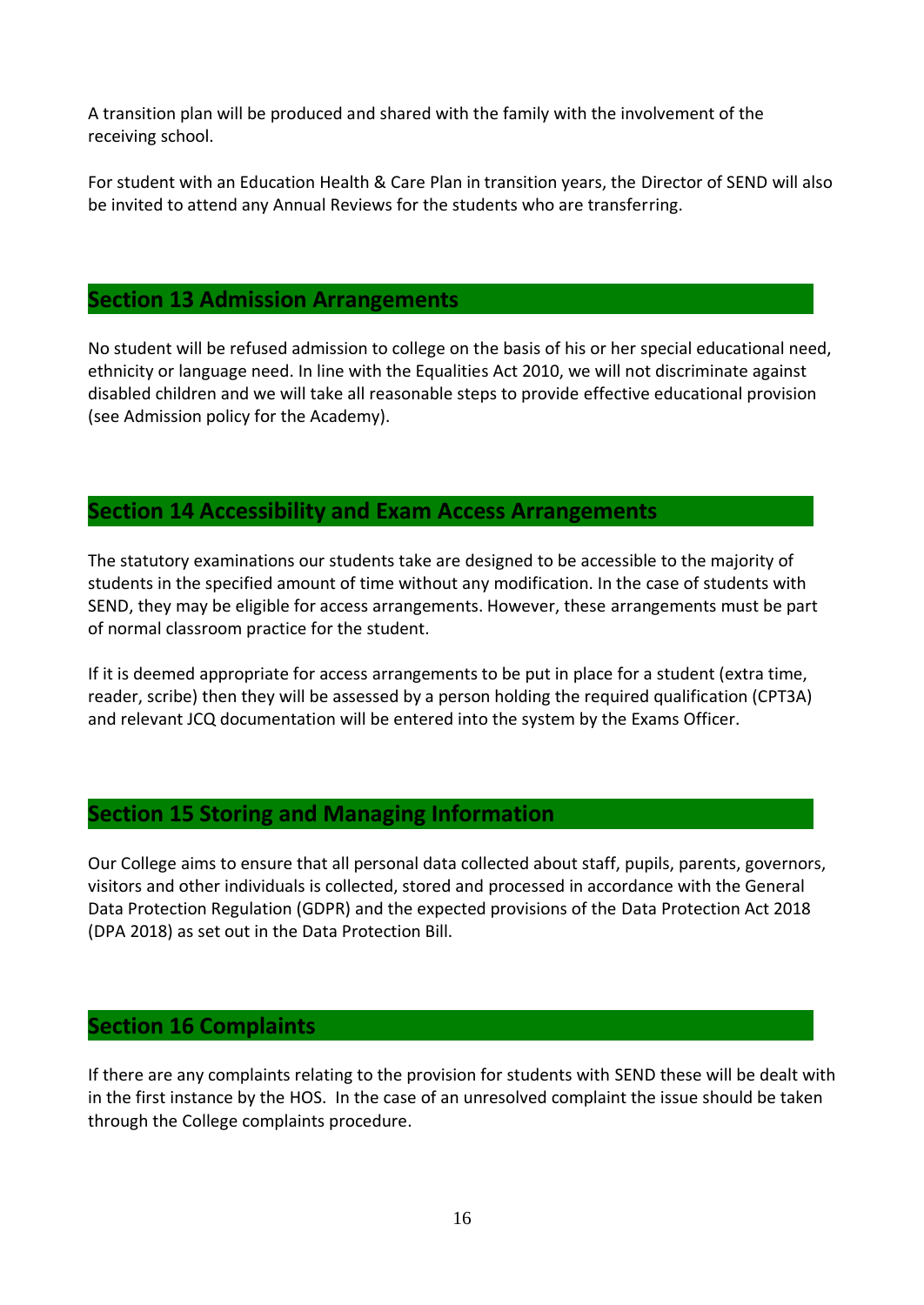A transition plan will be produced and shared with the family with the involvement of the receiving school.

For student with an Education Health & Care Plan in transition years, the Director of SEND will also be invited to attend any Annual Reviews for the students who are transferring.

## Section 13 Admission Arrangements

No student will be refused admission to college on the basis of his or her special educational need, ethnicity or language need. In line with the Equalities Act 2010, we will not discriminate against disabled children and we will take all reasonable steps to provide effective educational provision (see Admission policy for the Academy).

## Section 14 Accessibility and Exam Access Arrangements

The statutory examinations our students take are designed to be accessible to the majority of students in the specified amount of time without any modification. In the case of students with SEND, they may be eligible for access arrangements. However, these arrangements must be part of normal classroom practice for the student.

If it is deemed appropriate for access arrangements to be put in place for a student (extra time, reader, scribe) then they will be assessed by a person holding the required qualification (CPT3A) and relevant JCQ documentation will be entered into the system by the Exams Officer.

## Section 15 Storing and Managing Information

Our College aims to ensure that all personal data collected about staff, pupils, parents, governors, visitors and other individuals is collected, stored and processed in accordance with the General Data Protection Regulation (GDPR) and the expected provisions of the Data Protection Act 2018 (DPA 2018) as set out in the Data Protection Bill.

## Section 16 Complaints

If there are any complaints relating to the provision for students with SEND these will be dealt with in the first instance by the HOS. In the case of an unresolved complaint the issue should be taken through the College complaints procedure.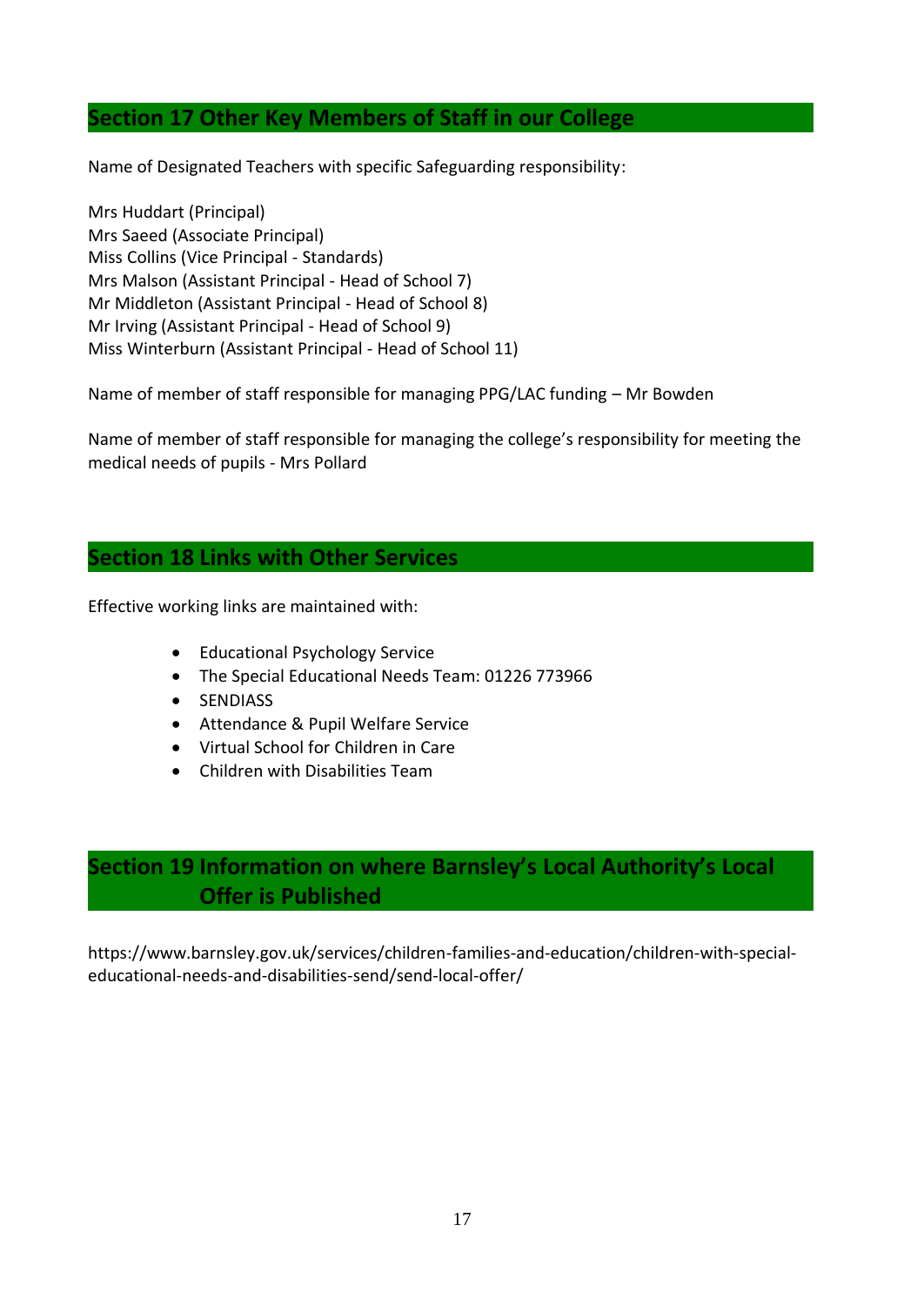## Section 17 Other Key Members of Staff in our College

Name of Designated Teachers with specific Safeguarding responsibility:

Mrs Huddart (Principal)
Mrs Saeed (Associate Principal)
Miss Collins (Vice Principal - Standards)
Mrs Malson (Assistant Principal - Head of School 7)
Mr Middleton (Assistant Principal - Head of School 8)
Mr Irving (Assistant Principal - Head of School 9)
Miss Winterburn (Assistant Principal - Head of School 11)

Name of member of staff responsible for managing PPG/LAC funding – Mr Bowden

Name of member of staff responsible for managing the college's responsibility for meeting the medical needs of pupils - Mrs Pollard

## Section 18 Links with Other Services

Effective working links are maintained with:

- Educational Psychology Service
- The Special Educational Needs Team: 01226 773966
- SENDIASS
- Attendance & Pupil Welfare Service
- Virtual School for Children in Care
- Children with Disabilities Team

## Section 19 Information on where Barnsley's Local Authority's Local Offer is Published

https://www.barnsley.gov.uk/services/children-families-and-education/children-with-special-educational-needs-and-disabilities-send/send-local-offer/